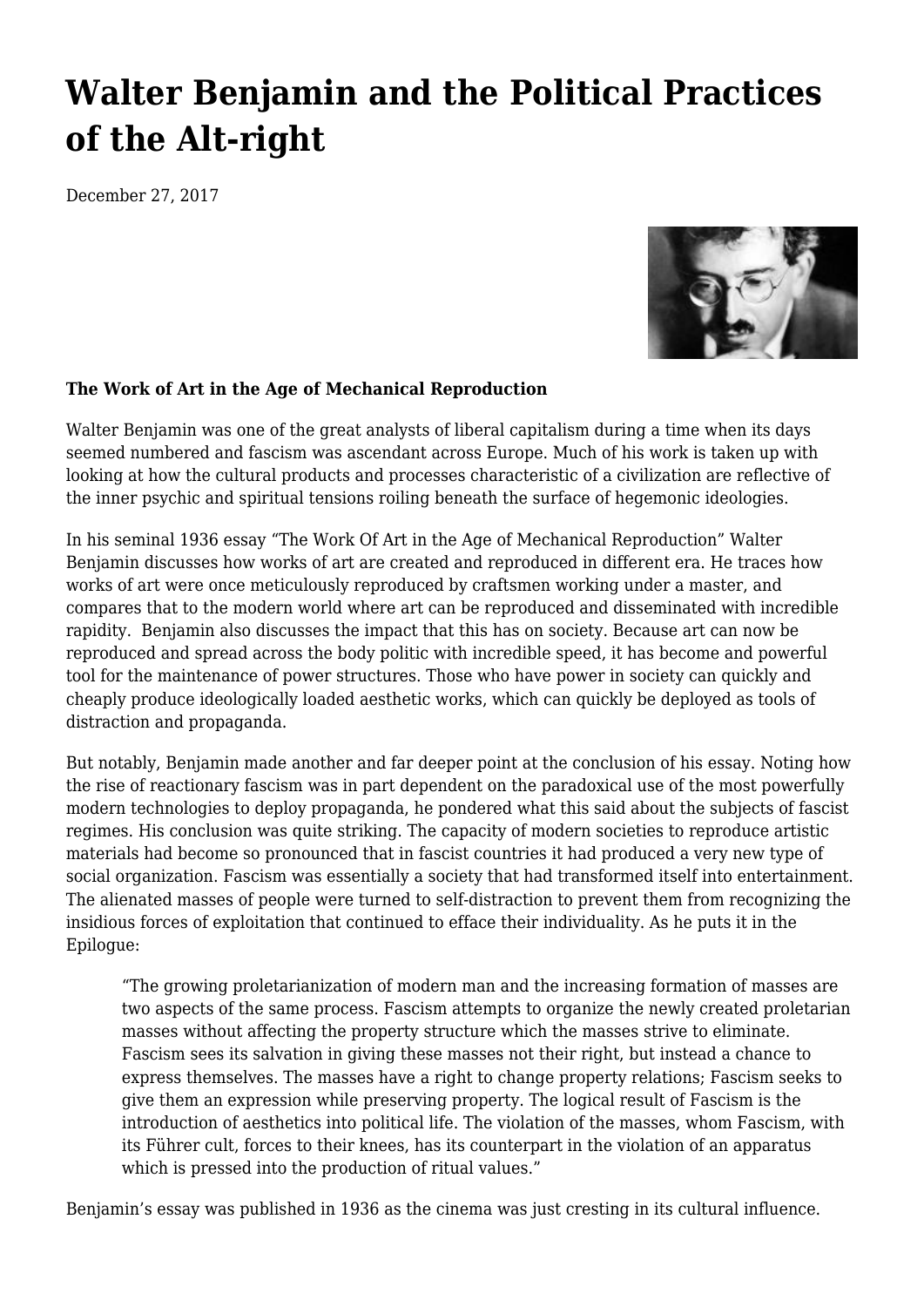# Walter Benjamin and the Political Practices of the Alt-right

December 27, 2017

**The Work of Art in the Age of Mechanical Reproduction**

Walter Benjamin was one of the great analysts of liberal capitalism during a time when its days seemed numbered and fascism was ascendant across Europe. Much of his work is taken up with looking at how the cultural products and processes characteristic of a civilization are reflective of the inner psychic and spiritual tensions roiling beneath the surface of hegemonic ideologies.

In his seminal 1936 essay "The Work Of Art in the Age of Mechanical Reproduction" Walter Benjamin discusses how works of art are created and reproduced in different era. He traces how works of art were once meticulously reproduced by craftsmen working under a master, and compares that to the modern world where art can be reproduced and disseminated with incredible rapidity. Benjamin also discusses the impact that this has on society. Because art can now be reproduced and spread across the body politic with incredible speed, it has become and powerful tool for the maintenance of power structures. Those who have power in society can quickly and cheaply produce ideologically loaded aesthetic works, which can quickly be deployed as tools of distraction and propaganda.

But notably, Benjamin made another and far deeper point at the conclusion of his essay. Noting how the rise of reactionary fascism was in part dependent on the paradoxical use of the most powerfully modern technologies to deploy propaganda, he pondered what this said about the subjects of fascist regimes. His conclusion was quite striking. The capacity of modern societies to reproduce artistic materials had become so pronounced that in fascist countries it had produced a very new type of social organization. Fascism was essentially a society that had transformed itself into entertainment. The alienated masses of people were turned to self-distraction to prevent them from recognizing the insidious forces of exploitation that continued to efface their individuality. As he puts it in the Epilogue:

> "The growing proletarianization of modern man and the increasing formation of masses are two aspects of the same process. Fascism attempts to organize the newly created proletarian masses without affecting the property structure which the masses strive to eliminate. Fascism sees its salvation in giving these masses not their right, but instead a chance to express themselves. The masses have a right to change property relations; Fascism seeks to give them an expression while preserving property. The logical result of Fascism is the introduction of aesthetics into political life. The violation of the masses, whom Fascism, with its Führer cult, forces to their knees, has its counterpart in the violation of an apparatus which is pressed into the production of ritual values."

Benjamin's essay was published in 1936 as the cinema was just cresting in its cultural influence.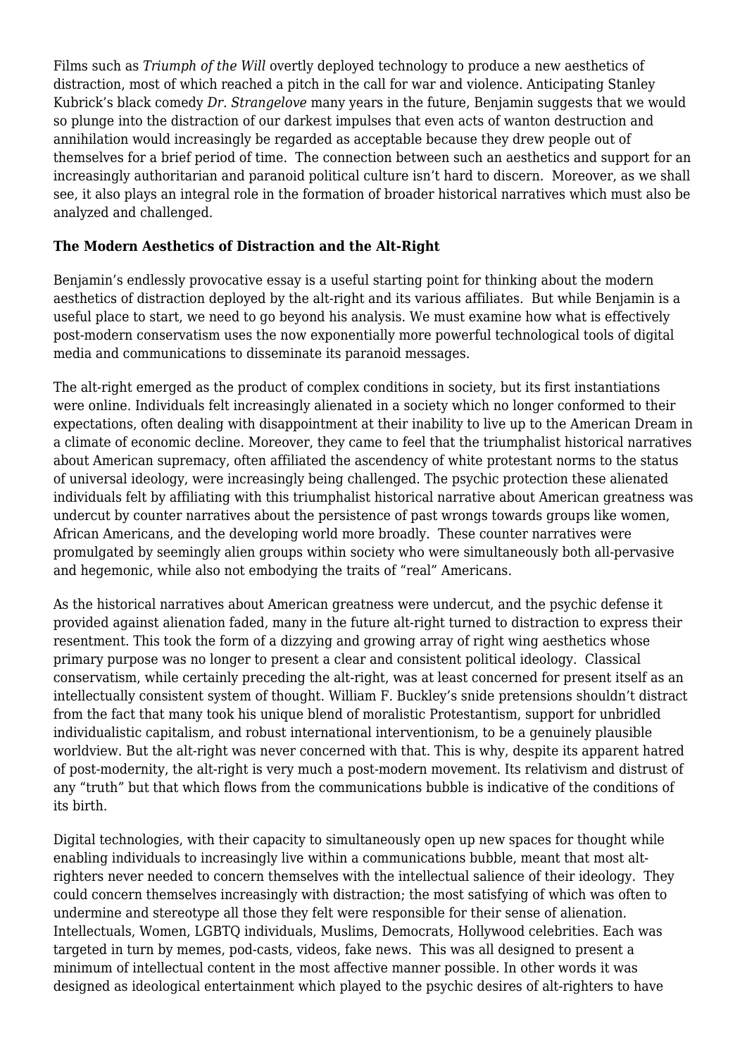Films such as *Triumph of the Will* overtly deployed technology to produce a new aesthetics of distraction, most of which reached a pitch in the call for war and violence. Anticipating Stanley Kubrick's black comedy *Dr. Strangelove* many years in the future, Benjamin suggests that we would so plunge into the distraction of our darkest impulses that even acts of wanton destruction and annihilation would increasingly be regarded as acceptable because they drew people out of themselves for a brief period of time. The connection between such an aesthetics and support for an increasingly authoritarian and paranoid political culture isn't hard to discern. Moreover, as we shall see, it also plays an integral role in the formation of broader historical narratives which must also be analyzed and challenged.

**The Modern Aesthetics of Distraction and the Alt-Right**

Benjamin's endlessly provocative essay is a useful starting point for thinking about the modern aesthetics of distraction deployed by the alt-right and its various affiliates. But while Benjamin is a useful place to start, we need to go beyond his analysis. We must examine how what is effectively post-modern conservatism uses the now exponentially more powerful technological tools of digital media and communications to disseminate its paranoid messages.

The alt-right emerged as the product of complex conditions in society, but its first instantiations were online. Individuals felt increasingly alienated in a society which no longer conformed to their expectations, often dealing with disappointment at their inability to live up to the American Dream in a climate of economic decline. Moreover, they came to feel that the triumphalist historical narratives about American supremacy, often affiliated the ascendency of white protestant norms to the status of universal ideology, were increasingly being challenged. The psychic protection these alienated individuals felt by affiliating with this triumphalist historical narrative about American greatness was undercut by counter narratives about the persistence of past wrongs towards groups like women, African Americans, and the developing world more broadly. These counter narratives were promulgated by seemingly alien groups within society who were simultaneously both all-pervasive and hegemonic, while also not embodying the traits of "real" Americans.

As the historical narratives about American greatness were undercut, and the psychic defense it provided against alienation faded, many in the future alt-right turned to distraction to express their resentment. This took the form of a dizzying and growing array of right wing aesthetics whose primary purpose was no longer to present a clear and consistent political ideology. Classical conservatism, while certainly preceding the alt-right, was at least concerned for present itself as an intellectually consistent system of thought. William F. Buckley's snide pretensions shouldn't distract from the fact that many took his unique blend of moralistic Protestantism, support for unbridled individualistic capitalism, and robust international interventionism, to be a genuinely plausible worldview. But the alt-right was never concerned with that. This is why, despite its apparent hatred of post-modernity, the alt-right is very much a post-modern movement. Its relativism and distrust of any "truth" but that which flows from the communications bubble is indicative of the conditions of its birth.

Digital technologies, with their capacity to simultaneously open up new spaces for thought while enabling individuals to increasingly live within a communications bubble, meant that most alt-righters never needed to concern themselves with the intellectual salience of their ideology. They could concern themselves increasingly with distraction; the most satisfying of which was often to undermine and stereotype all those they felt were responsible for their sense of alienation. Intellectuals, Women, LGBTQ individuals, Muslims, Democrats, Hollywood celebrities. Each was targeted in turn by memes, pod-casts, videos, fake news. This was all designed to present a minimum of intellectual content in the most affective manner possible. In other words it was designed as ideological entertainment which played to the psychic desires of alt-righters to have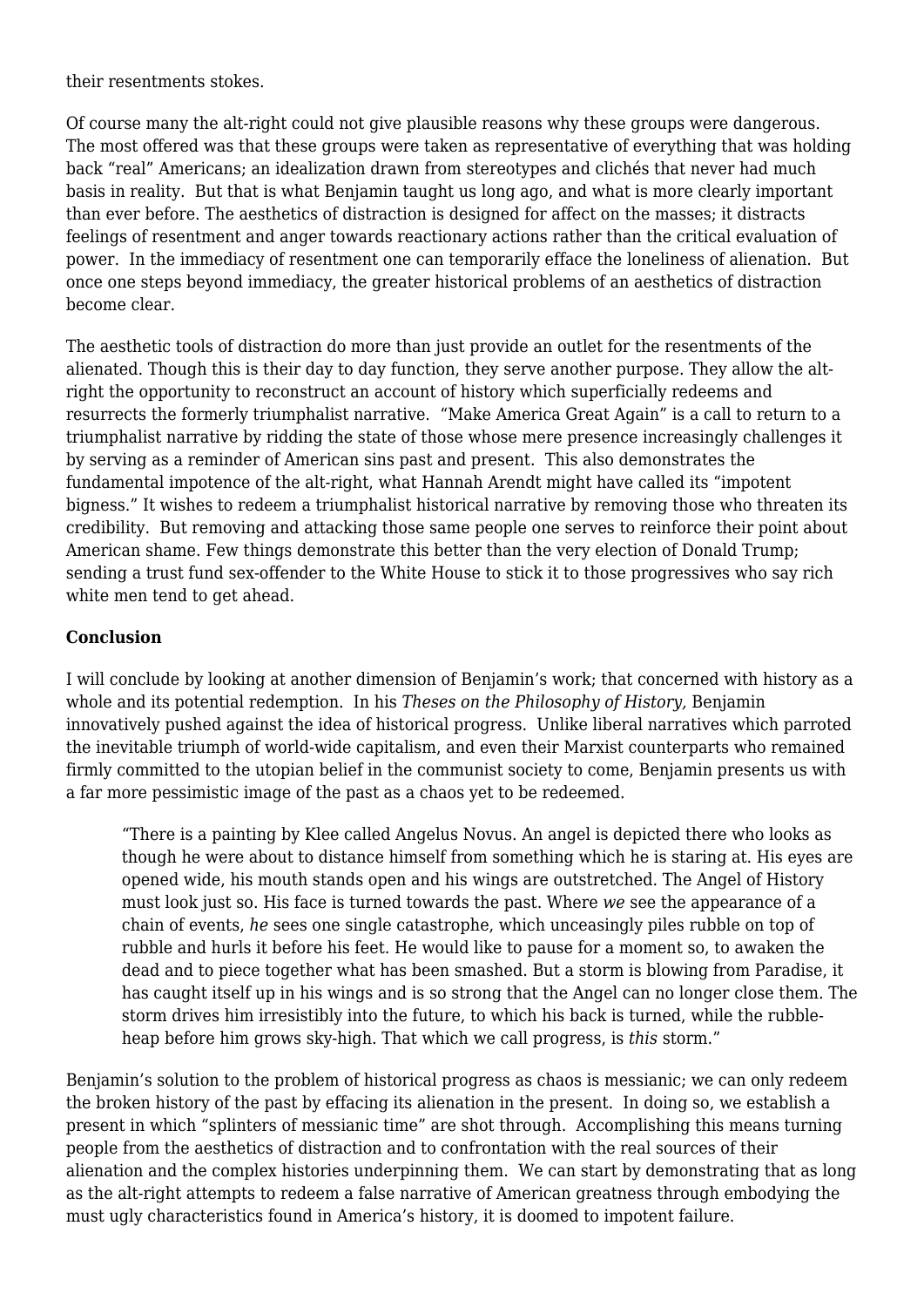their resentments stokes.

Of course many the alt-right could not give plausible reasons why these groups were dangerous. The most offered was that these groups were taken as representative of everything that was holding back "real" Americans; an idealization drawn from stereotypes and clichés that never had much basis in reality. But that is what Benjamin taught us long ago, and what is more clearly important than ever before. The aesthetics of distraction is designed for affect on the masses; it distracts feelings of resentment and anger towards reactionary actions rather than the critical evaluation of power. In the immediacy of resentment one can temporarily efface the loneliness of alienation. But once one steps beyond immediacy, the greater historical problems of an aesthetics of distraction become clear.

The aesthetic tools of distraction do more than just provide an outlet for the resentments of the alienated. Though this is their day to day function, they serve another purpose. They allow the alt-right the opportunity to reconstruct an account of history which superficially redeems and resurrects the formerly triumphalist narrative. "Make America Great Again" is a call to return to a triumphalist narrative by ridding the state of those whose mere presence increasingly challenges it by serving as a reminder of American sins past and present. This also demonstrates the fundamental impotence of the alt-right, what Hannah Arendt might have called its "impotent bigness." It wishes to redeem a triumphalist historical narrative by removing those who threaten its credibility. But removing and attacking those same people one serves to reinforce their point about American shame. Few things demonstrate this better than the very election of Donald Trump; sending a trust fund sex-offender to the White House to stick it to those progressives who say rich white men tend to get ahead.

**Conclusion**

I will conclude by looking at another dimension of Benjamin's work; that concerned with history as a whole and its potential redemption. In his *Theses on the Philosophy of History,* Benjamin innovatively pushed against the idea of historical progress. Unlike liberal narratives which parroted the inevitable triumph of world-wide capitalism, and even their Marxist counterparts who remained firmly committed to the utopian belief in the communist society to come, Benjamin presents us with a far more pessimistic image of the past as a chaos yet to be redeemed.

> "There is a painting by Klee called Angelus Novus. An angel is depicted there who looks as though he were about to distance himself from something which he is staring at. His eyes are opened wide, his mouth stands open and his wings are outstretched. The Angel of History must look just so. His face is turned towards the past. Where *we* see the appearance of a chain of events, *he* sees one single catastrophe, which unceasingly piles rubble on top of rubble and hurls it before his feet. He would like to pause for a moment so, to awaken the dead and to piece together what has been smashed. But a storm is blowing from Paradise, it has caught itself up in his wings and is so strong that the Angel can no longer close them. The storm drives him irresistibly into the future, to which his back is turned, while the rubble-heap before him grows sky-high. That which we call progress, is *this* storm."

Benjamin's solution to the problem of historical progress as chaos is messianic; we can only redeem the broken history of the past by effacing its alienation in the present. In doing so, we establish a present in which "splinters of messianic time" are shot through. Accomplishing this means turning people from the aesthetics of distraction and to confrontation with the real sources of their alienation and the complex histories underpinning them. We can start by demonstrating that as long as the alt-right attempts to redeem a false narrative of American greatness through embodying the must ugly characteristics found in America's history, it is doomed to impotent failure.